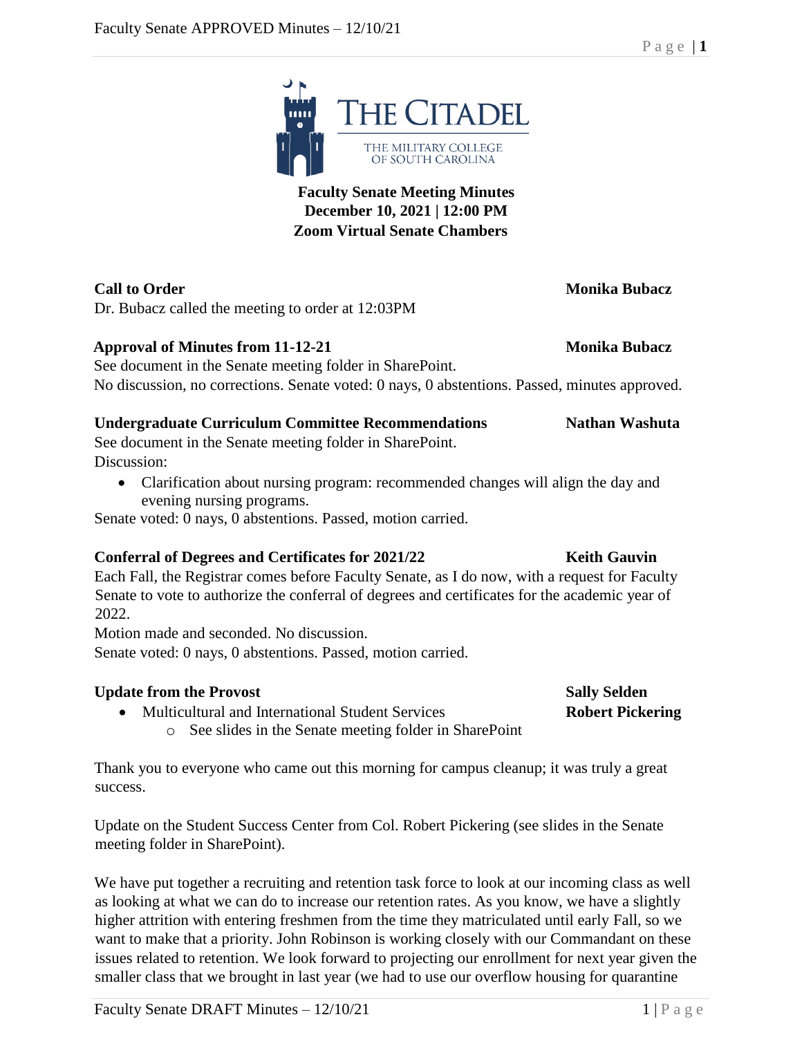# Faculty Senate Meeting Minutes
**December 10, 2021 | 12:00 PM**
**Zoom Virtual Senate Chambers**

**Call to Order** — **Monika Bubacz**

Dr. Bubacz called the meeting to order at 12:03PM

**Approval of Minutes from 11-12-21** — **Monika Bubacz**

See document in the Senate meeting folder in SharePoint.
No discussion, no corrections. Senate voted: 0 nays, 0 abstentions. Passed, minutes approved.

**Undergraduate Curriculum Committee Recommendations** — **Nathan Washuta**

See document in the Senate meeting folder in SharePoint.
Discussion:

- Clarification about nursing program: recommended changes will align the day and evening nursing programs.

Senate voted: 0 nays, 0 abstentions. Passed, motion carried.

**Conferral of Degrees and Certificates for 2021/22** — **Keith Gauvin**

Each Fall, the Registrar comes before Faculty Senate, as I do now, with a request for Faculty Senate to vote to authorize the conferral of degrees and certificates for the academic year of 2022.
Motion made and seconded. No discussion.
Senate voted: 0 nays, 0 abstentions. Passed, motion carried.

**Update from the Provost** — **Sally Selden**

- Multicultural and International Student Services — **Robert Pickering**
  - See slides in the Senate meeting folder in SharePoint

Thank you to everyone who came out this morning for campus cleanup; it was truly a great success.

Update on the Student Success Center from Col. Robert Pickering (see slides in the Senate meeting folder in SharePoint).

We have put together a recruiting and retention task force to look at our incoming class as well as looking at what we can do to increase our retention rates. As you know, we have a slightly higher attrition with entering freshmen from the time they matriculated until early Fall, so we want to make that a priority. John Robinson is working closely with our Commandant on these issues related to retention. We look forward to projecting our enrollment for next year given the smaller class that we brought in last year (we had to use our overflow housing for quarantine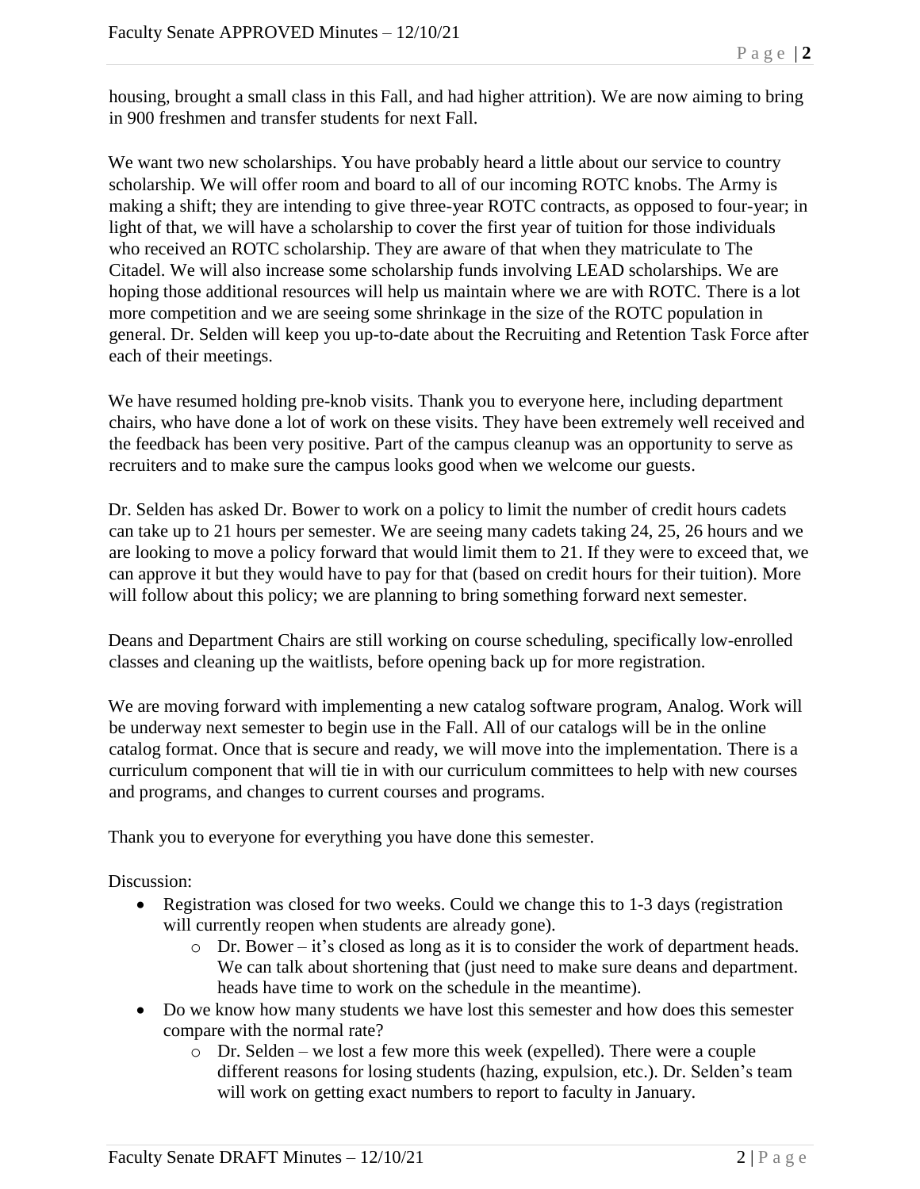housing, brought a small class in this Fall, and had higher attrition). We are now aiming to bring in 900 freshmen and transfer students for next Fall.

We want two new scholarships. You have probably heard a little about our service to country scholarship. We will offer room and board to all of our incoming ROTC knobs. The Army is making a shift; they are intending to give three-year ROTC contracts, as opposed to four-year; in light of that, we will have a scholarship to cover the first year of tuition for those individuals who received an ROTC scholarship. They are aware of that when they matriculate to The Citadel. We will also increase some scholarship funds involving LEAD scholarships. We are hoping those additional resources will help us maintain where we are with ROTC. There is a lot more competition and we are seeing some shrinkage in the size of the ROTC population in general. Dr. Selden will keep you up-to-date about the Recruiting and Retention Task Force after each of their meetings.

We have resumed holding pre-knob visits. Thank you to everyone here, including department chairs, who have done a lot of work on these visits. They have been extremely well received and the feedback has been very positive. Part of the campus cleanup was an opportunity to serve as recruiters and to make sure the campus looks good when we welcome our guests.

Dr. Selden has asked Dr. Bower to work on a policy to limit the number of credit hours cadets can take up to 21 hours per semester. We are seeing many cadets taking 24, 25, 26 hours and we are looking to move a policy forward that would limit them to 21. If they were to exceed that, we can approve it but they would have to pay for that (based on credit hours for their tuition). More will follow about this policy; we are planning to bring something forward next semester.

Deans and Department Chairs are still working on course scheduling, specifically low-enrolled classes and cleaning up the waitlists, before opening back up for more registration.

We are moving forward with implementing a new catalog software program, Analog. Work will be underway next semester to begin use in the Fall. All of our catalogs will be in the online catalog format. Once that is secure and ready, we will move into the implementation. There is a curriculum component that will tie in with our curriculum committees to help with new courses and programs, and changes to current courses and programs.

Thank you to everyone for everything you have done this semester.

Discussion:

- Registration was closed for two weeks. Could we change this to 1-3 days (registration will currently reopen when students are already gone).
  - Dr. Bower – it's closed as long as it is to consider the work of department heads. We can talk about shortening that (just need to make sure deans and department. heads have time to work on the schedule in the meantime).
- Do we know how many students we have lost this semester and how does this semester compare with the normal rate?
  - Dr. Selden – we lost a few more this week (expelled). There were a couple different reasons for losing students (hazing, expulsion, etc.). Dr. Selden's team will work on getting exact numbers to report to faculty in January.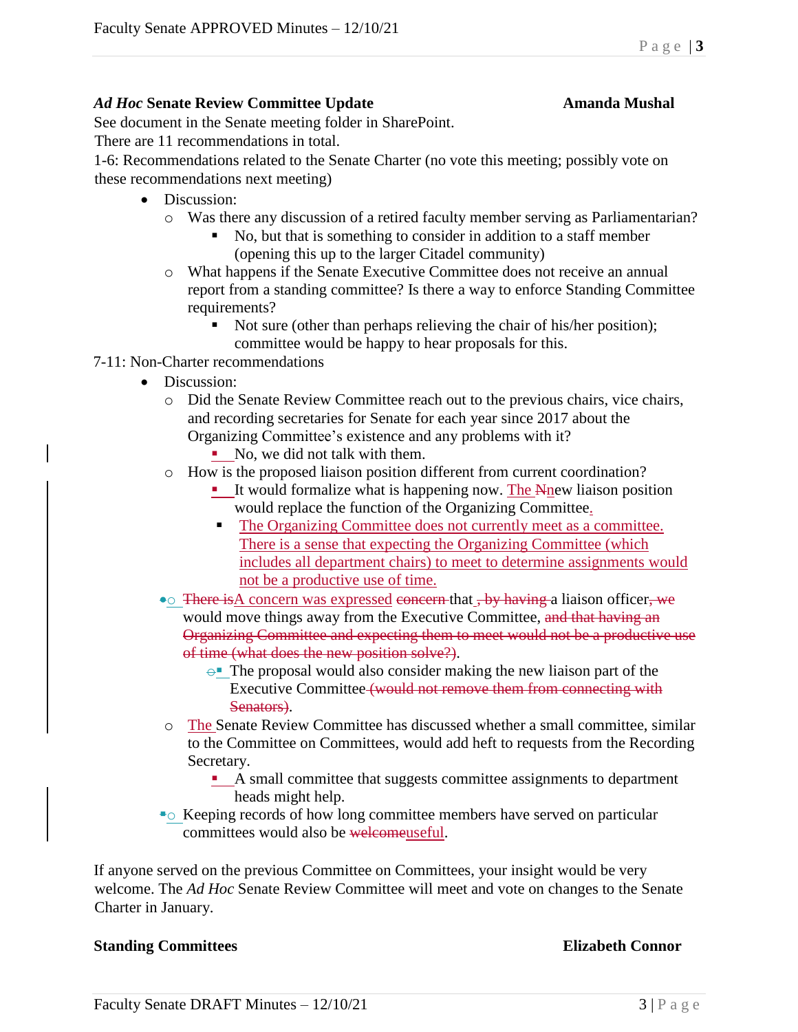### *Ad Hoc* Senate Review Committee Update — **Amanda Mushal**

See document in the Senate meeting folder in SharePoint.

There are 11 recommendations in total.

1-6: Recommendations related to the Senate Charter (no vote this meeting; possibly vote on these recommendations next meeting)

- Discussion:
  - Was there any discussion of a retired faculty member serving as Parliamentarian?
    - No, but that is something to consider in addition to a staff member (opening this up to the larger Citadel community)
  - What happens if the Senate Executive Committee does not receive an annual report from a standing committee? Is there a way to enforce Standing Committee requirements?
    - Not sure (other than perhaps relieving the chair of his/her position); committee would be happy to hear proposals for this.

7-11: Non-Charter recommendations

- Discussion:
  - Did the Senate Review Committee reach out to the previous chairs, vice chairs, and recording secretaries for Senate for each year since 2017 about the Organizing Committee's existence and any problems with it?
    - No, we did not talk with them.
  - How is the proposed liaison position different from current coordination?
    - It would formalize what is happening now. The ~~N~~new liaison position would replace the function of the Organizing Committee.
    - The Organizing Committee does not currently meet as a committee. There is a sense that expecting the Organizing Committee (which includes all department chairs) to meet to determine assignments would not be a productive use of time.
  - ~~There is~~A concern was expressed ~~concern~~ that ~~, by having~~ a liaison officer~~, we~~ would move things away from the Executive Committee, ~~and that having an Organizing Committee and expecting them to meet would not be a productive use of time (what does the new position solve?)~~.
    - The proposal would also consider making the new liaison part of the Executive Committee ~~(would not remove them from connecting with Senators)~~.
  - The Senate Review Committee has discussed whether a small committee, similar to the Committee on Committees, would add heft to requests from the Recording Secretary.
    - A small committee that suggests committee assignments to department heads might help.
  - Keeping records of how long committee members have served on particular committees would also be ~~welcome~~useful.

If anyone served on the previous Committee on Committees, your insight would be very welcome. The *Ad Hoc* Senate Review Committee will meet and vote on changes to the Senate Charter in January.

### Standing Committees — **Elizabeth Connor**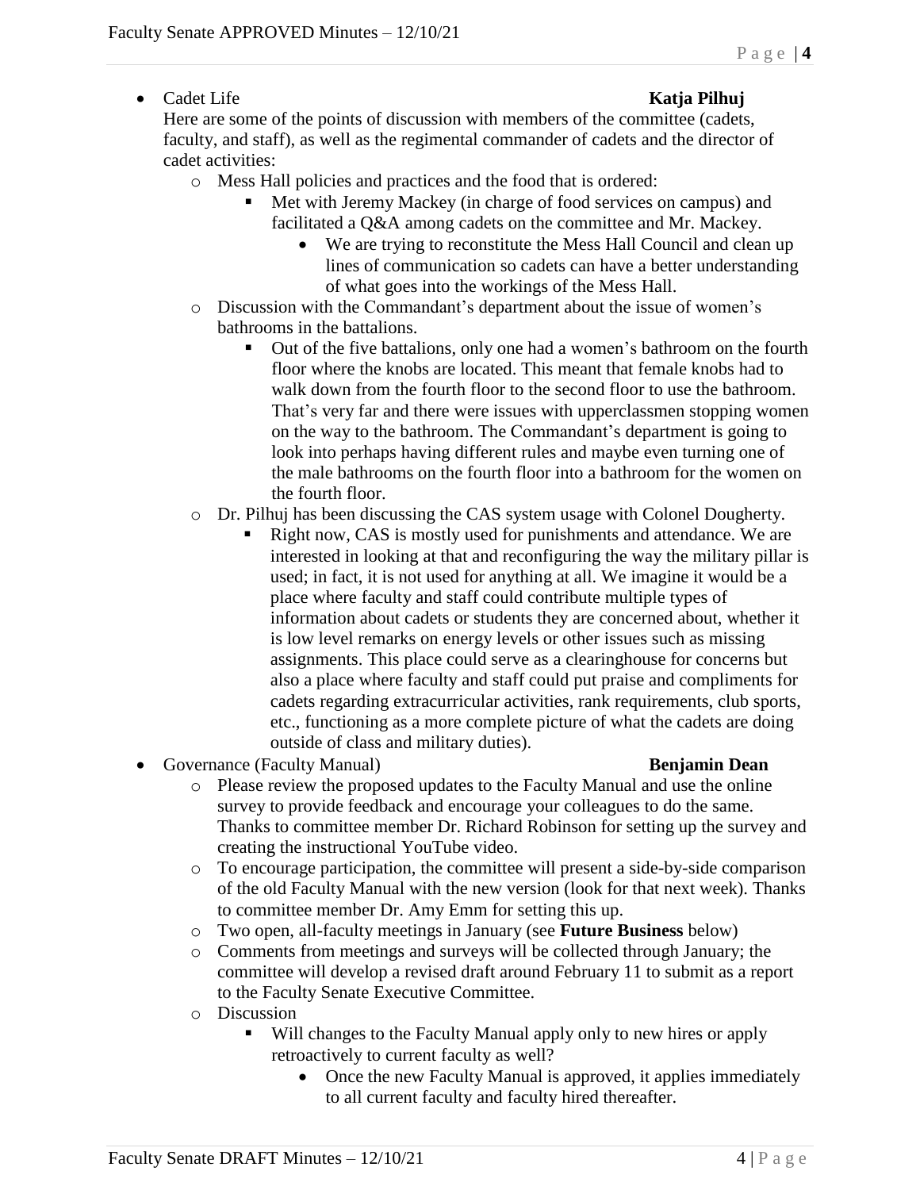- Cadet Life **Katja Pilhuj**

  Here are some of the points of discussion with members of the committee (cadets, faculty, and staff), as well as the regimental commander of cadets and the director of cadet activities:
  - Mess Hall policies and practices and the food that is ordered:
    - Met with Jeremy Mackey (in charge of food services on campus) and facilitated a Q&A among cadets on the committee and Mr. Mackey.
      - We are trying to reconstitute the Mess Hall Council and clean up lines of communication so cadets can have a better understanding of what goes into the workings of the Mess Hall.
  - Discussion with the Commandant's department about the issue of women's bathrooms in the battalions.
    - Out of the five battalions, only one had a women's bathroom on the fourth floor where the knobs are located. This meant that female knobs had to walk down from the fourth floor to the second floor to use the bathroom. That's very far and there were issues with upperclassmen stopping women on the way to the bathroom. The Commandant's department is going to look into perhaps having different rules and maybe even turning one of the male bathrooms on the fourth floor into a bathroom for the women on the fourth floor.
  - Dr. Pilhuj has been discussing the CAS system usage with Colonel Dougherty.
    - Right now, CAS is mostly used for punishments and attendance. We are interested in looking at that and reconfiguring the way the military pillar is used; in fact, it is not used for anything at all. We imagine it would be a place where faculty and staff could contribute multiple types of information about cadets or students they are concerned about, whether it is low level remarks on energy levels or other issues such as missing assignments. This place could serve as a clearinghouse for concerns but also a place where faculty and staff could put praise and compliments for cadets regarding extracurricular activities, rank requirements, club sports, etc., functioning as a more complete picture of what the cadets are doing outside of class and military duties).
- Governance (Faculty Manual) **Benjamin Dean**
  - Please review the proposed updates to the Faculty Manual and use the online survey to provide feedback and encourage your colleagues to do the same. Thanks to committee member Dr. Richard Robinson for setting up the survey and creating the instructional YouTube video.
  - To encourage participation, the committee will present a side-by-side comparison of the old Faculty Manual with the new version (look for that next week). Thanks to committee member Dr. Amy Emm for setting this up.
  - Two open, all-faculty meetings in January (see **Future Business** below)
  - Comments from meetings and surveys will be collected through January; the committee will develop a revised draft around February 11 to submit as a report to the Faculty Senate Executive Committee.
  - Discussion
    - Will changes to the Faculty Manual apply only to new hires or apply retroactively to current faculty as well?
      - Once the new Faculty Manual is approved, it applies immediately to all current faculty and faculty hired thereafter.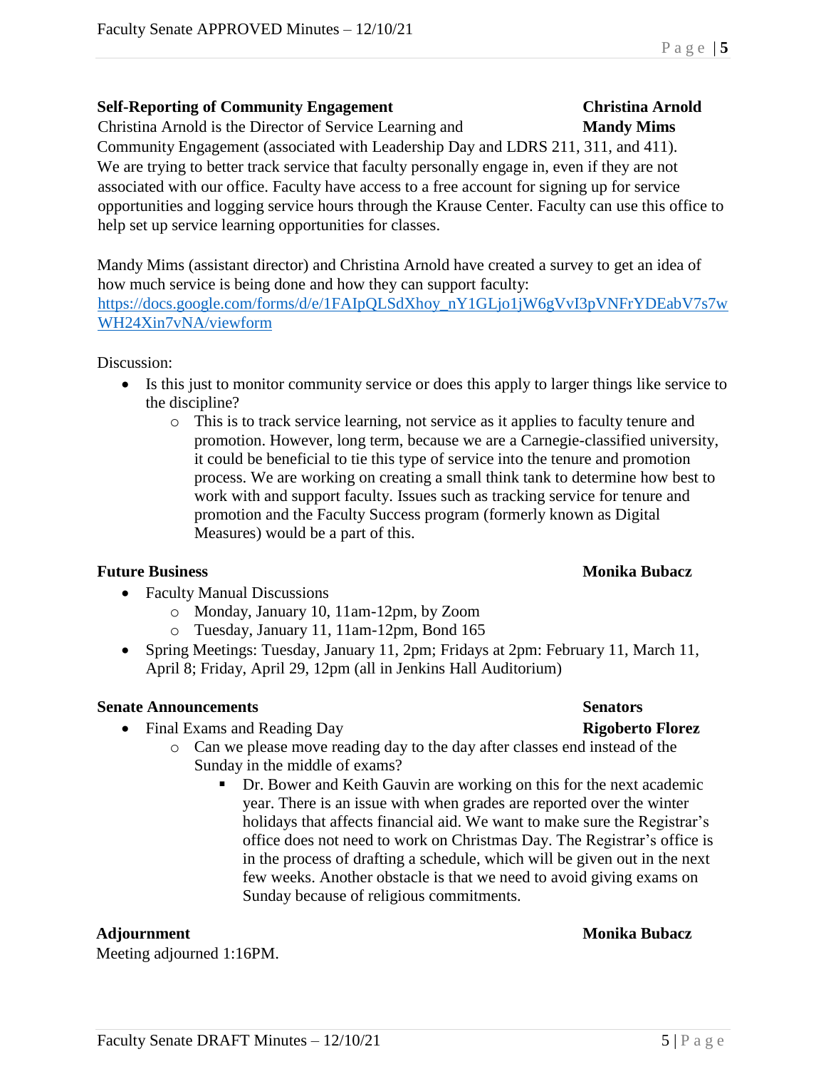**Self-Reporting of Community Engagement** **Christina Arnold**
**Mandy Mims**

Christina Arnold is the Director of Service Learning and Community Engagement (associated with Leadership Day and LDRS 211, 311, and 411). We are trying to better track service that faculty personally engage in, even if they are not associated with our office. Faculty have access to a free account for signing up for service opportunities and logging service hours through the Krause Center. Faculty can use this office to help set up service learning opportunities for classes.

Mandy Mims (assistant director) and Christina Arnold have created a survey to get an idea of how much service is being done and how they can support faculty: [https://docs.google.com/forms/d/e/1FAIpQLSdXhoy_nY1GLjo1jW6gVvI3pVNFrYDEabV7s7wWH24Xin7vNA/viewform](https://docs.google.com/forms/d/e/1FAIpQLSdXhoy_nY1GLjo1jW6gVvI3pVNFrYDEabV7s7wWH24Xin7vNA/viewform)

Discussion:

- Is this just to monitor community service or does this apply to larger things like service to the discipline?
  - This is to track service learning, not service as it applies to faculty tenure and promotion. However, long term, because we are a Carnegie-classified university, it could be beneficial to tie this type of service into the tenure and promotion process. We are working on creating a small think tank to determine how best to work with and support faculty. Issues such as tracking service for tenure and promotion and the Faculty Success program (formerly known as Digital Measures) would be a part of this.

**Future Business** **Monika Bubacz**

- Faculty Manual Discussions
  - Monday, January 10, 11am-12pm, by Zoom
  - Tuesday, January 11, 11am-12pm, Bond 165
- Spring Meetings: Tuesday, January 11, 2pm; Fridays at 2pm: February 11, March 11, April 8; Friday, April 29, 12pm (all in Jenkins Hall Auditorium)

**Senate Announcements** **Senators**

- Final Exams and Reading Day **Rigoberto Florez**
  - Can we please move reading day to the day after classes end instead of the Sunday in the middle of exams?
    - Dr. Bower and Keith Gauvin are working on this for the next academic year. There is an issue with when grades are reported over the winter holidays that affects financial aid. We want to make sure the Registrar's office does not need to work on Christmas Day. The Registrar's office is in the process of drafting a schedule, which will be given out in the next few weeks. Another obstacle is that we need to avoid giving exams on Sunday because of religious commitments.

**Adjournment** **Monika Bubacz**

Meeting adjourned 1:16PM.